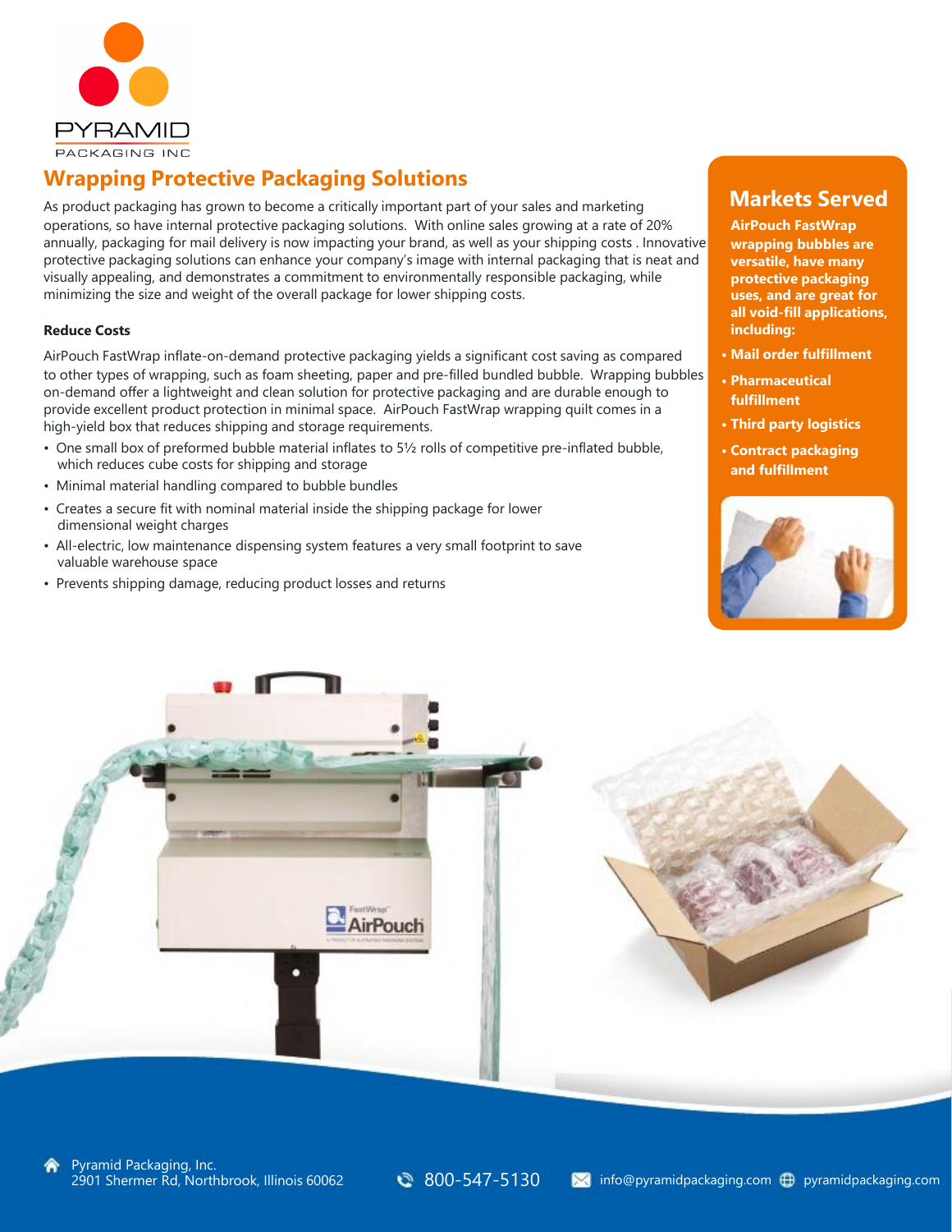PYRAMID
PACKAGING INC

# Wrapping Protective Packaging Solutions

As product packaging has grown to become a critically important part of your sales and marketing operations, so have internal protective packaging solutions. With online sales growing at a rate of 20% annually, packaging for mail delivery is now impacting your brand, as well as your shipping costs . Innovative protective packaging solutions can enhance your company's image with internal packaging that is neat and visually appealing, and demonstrates a commitment to environmentally responsible packaging, while minimizing the size and weight of the overall package for lower shipping costs.

**Reduce Costs**

AirPouch FastWrap inflate-on-demand protective packaging yields a significant cost saving as compared to other types of wrapping, such as foam sheeting, paper and pre-filled bundled bubble. Wrapping bubbles on-demand offer a lightweight and clean solution for protective packaging and are durable enough to provide excellent product protection in minimal space. AirPouch FastWrap wrapping quilt comes in a high-yield box that reduces shipping and storage requirements.

- One small box of preformed bubble material inflates to 5½ rolls of competitive pre-inflated bubble, which reduces cube costs for shipping and storage
- Minimal material handling compared to bubble bundles
- Creates a secure fit with nominal material inside the shipping package for lower dimensional weight charges
- All-electric, low maintenance dispensing system features a very small footprint to save valuable warehouse space
- Prevents shipping damage, reducing product losses and returns

## Markets Served

**AirPouch FastWrap wrapping bubbles are versatile, have many protective packaging uses, and are great for all void-fill applications, including:**

- **Mail order fulfillment**
- **Pharmaceutical fulfillment**
- **Third party logistics**
- **Contract packaging and fulfillment**

Pyramid Packaging, Inc.
2901 Shermer Rd, Northbrook, Illinois 60062

800-547-5130

info@pyramidpackaging.com pyramidpackaging.com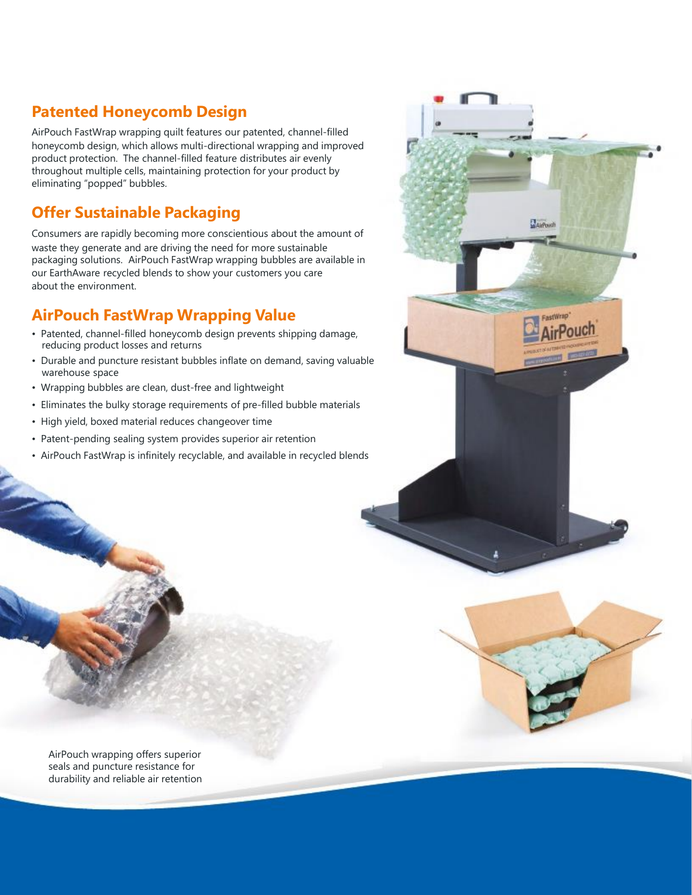## Patented Honeycomb Design

AirPouch FastWrap wrapping quilt features our patented, channel-filled honeycomb design, which allows multi-directional wrapping and improved product protection. The channel-filled feature distributes air evenly throughout multiple cells, maintaining protection for your product by eliminating "popped" bubbles.

## Offer Sustainable Packaging

Consumers are rapidly becoming more conscientious about the amount of waste they generate and are driving the need for more sustainable packaging solutions. AirPouch FastWrap wrapping bubbles are available in our EarthAware recycled blends to show your customers you care about the environment.

## AirPouch FastWrap Wrapping Value

- Patented, channel-filled honeycomb design prevents shipping damage, reducing product losses and returns
- Durable and puncture resistant bubbles inflate on demand, saving valuable warehouse space
- Wrapping bubbles are clean, dust-free and lightweight
- Eliminates the bulky storage requirements of pre-filled bubble materials
- High yield, boxed material reduces changeover time
- Patent-pending sealing system provides superior air retention
- AirPouch FastWrap is infinitely recyclable, and available in recycled blends

AirPouch wrapping offers superior seals and puncture resistance for durability and reliable air retention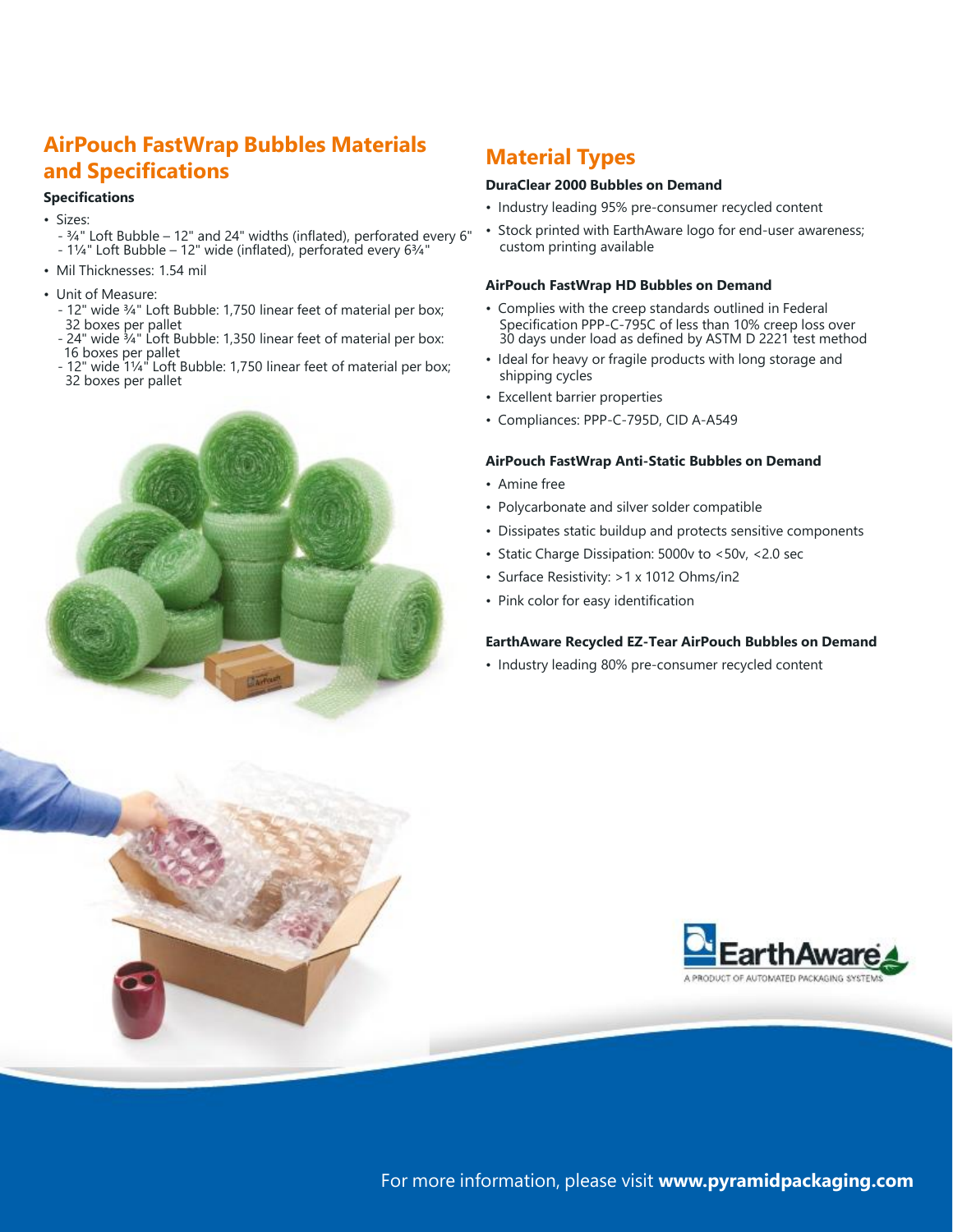## AirPouch FastWrap Bubbles Materials and Specifications

**Specifications**

- Sizes:
  - ¾" Loft Bubble – 12" and 24" widths (inflated), perforated every 6"
  - 1¼" Loft Bubble – 12" wide (inflated), perforated every 6¾"
- Mil Thicknesses: 1.54 mil
- Unit of Measure:
  - 12" wide ¾" Loft Bubble: 1,750 linear feet of material per box; 32 boxes per pallet
  - 24" wide ¾" Loft Bubble: 1,350 linear feet of material per box: 16 boxes per pallet
  - 12" wide 1¼" Loft Bubble: 1,750 linear feet of material per box; 32 boxes per pallet

## Material Types

**DuraClear 2000 Bubbles on Demand**

- Industry leading 95% pre-consumer recycled content
- Stock printed with EarthAware logo for end-user awareness; custom printing available

**AirPouch FastWrap HD Bubbles on Demand**

- Complies with the creep standards outlined in Federal Specification PPP-C-795C of less than 10% creep loss over 30 days under load as defined by ASTM D 2221 test method
- Ideal for heavy or fragile products with long storage and shipping cycles
- Excellent barrier properties
- Compliances: PPP-C-795D, CID A-A549

**AirPouch FastWrap Anti-Static Bubbles on Demand**

- Amine free
- Polycarbonate and silver solder compatible
- Dissipates static buildup and protects sensitive components
- Static Charge Dissipation: 5000v to <50v, <2.0 sec
- Surface Resistivity: >1 x 1012 Ohms/in2
- Pink color for easy identification

**EarthAware Recycled EZ-Tear AirPouch Bubbles on Demand**

- Industry leading 80% pre-consumer recycled content

EarthAware — A PRODUCT OF AUTOMATED PACKAGING SYSTEMS

For more information, please visit **www.pyramidpackaging.com**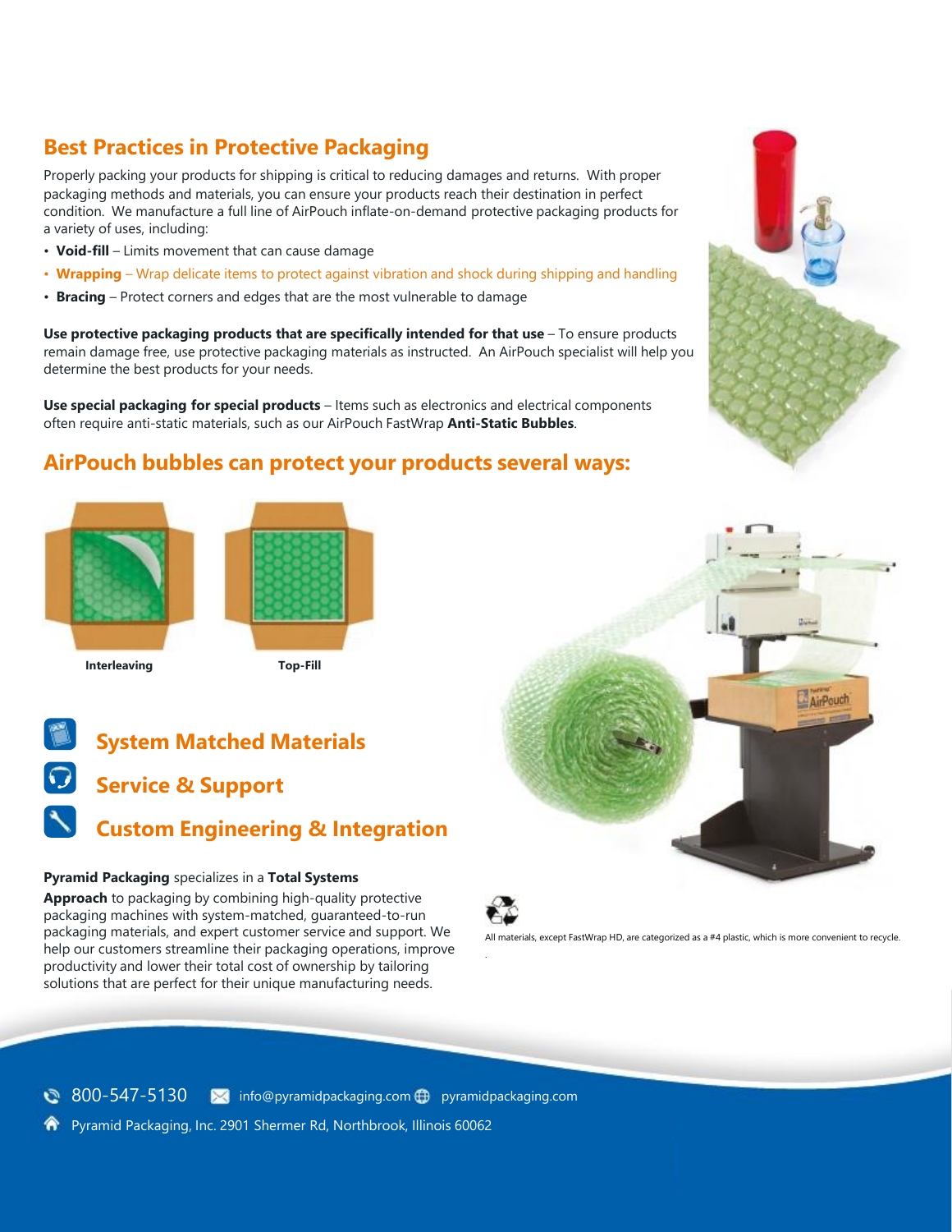## Best Practices in Protective Packaging

Properly packing your products for shipping is critical to reducing damages and returns. With proper packaging methods and materials, you can ensure your products reach their destination in perfect condition. We manufacture a full line of AirPouch inflate-on-demand protective packaging products for a variety of uses, including:

- **Void-fill** – Limits movement that can cause damage
- **Wrapping** – Wrap delicate items to protect against vibration and shock during shipping and handling
- **Bracing** – Protect corners and edges that are the most vulnerable to damage

**Use protective packaging products that are specifically intended for that use** – To ensure products remain damage free, use protective packaging materials as instructed. An AirPouch specialist will help you determine the best products for your needs.

**Use special packaging for special products** – Items such as electronics and electrical components often require anti-static materials, such as our AirPouch FastWrap **Anti-Static Bubbles**.

## AirPouch bubbles can protect your products several ways:

**Interleaving**

**Top-Fill**

### System Matched Materials

### Service & Support

### Custom Engineering & Integration

**Pyramid Packaging** specializes in a **Total Systems Approach** to packaging by combining high-quality protective packaging machines with system-matched, guaranteed-to-run packaging materials, and expert customer service and support. We help our customers streamline their packaging operations, improve productivity and lower their total cost of ownership by tailoring solutions that are perfect for their unique manufacturing needs.

All materials, except FastWrap HD, are categorized as a #4 plastic, which is more convenient to recycle.

800-547-5130 info@pyramidpackaging.com pyramidpackaging.com

Pyramid Packaging, Inc. 2901 Shermer Rd, Northbrook, Illinois 60062